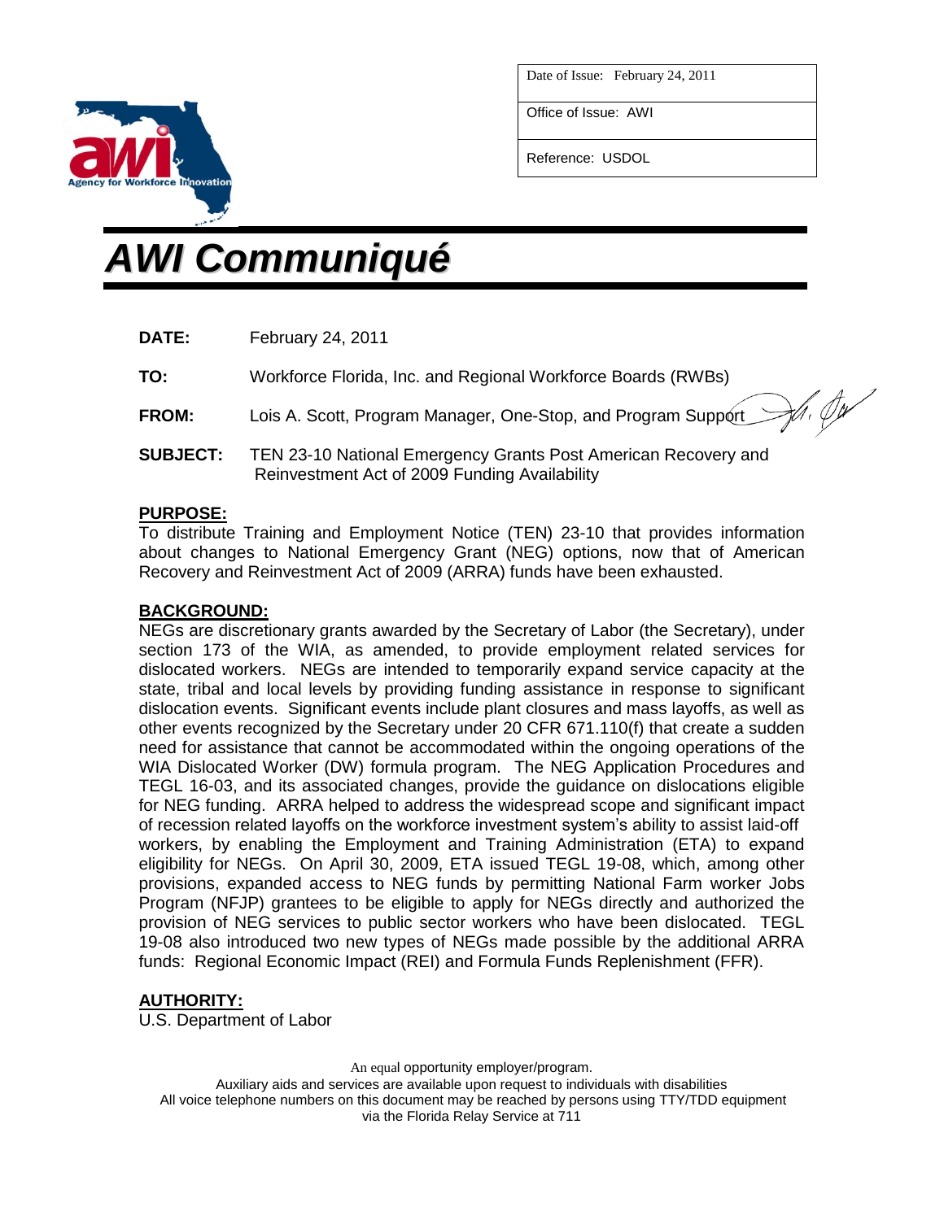| Date of Issue: February 24, 2011 |
| --- |
| Office of Issue: AWI |
| Reference: USDOL |

# *AWI Communiqué*

**DATE:** February 24, 2011

**TO:** Workforce Florida, Inc. and Regional Workforce Boards (RWBs)

**FROM:** Lois A. Scott, Program Manager, One-Stop, and Program Support

**SUBJECT:** TEN 23-10 National Emergency Grants Post American Recovery and Reinvestment Act of 2009 Funding Availability

## PURPOSE:

To distribute Training and Employment Notice (TEN) 23-10 that provides information about changes to National Emergency Grant (NEG) options, now that of American Recovery and Reinvestment Act of 2009 (ARRA) funds have been exhausted.

## BACKGROUND:

NEGs are discretionary grants awarded by the Secretary of Labor (the Secretary), under section 173 of the WIA, as amended, to provide employment related services for dislocated workers. NEGs are intended to temporarily expand service capacity at the state, tribal and local levels by providing funding assistance in response to significant dislocation events. Significant events include plant closures and mass layoffs, as well as other events recognized by the Secretary under 20 CFR 671.110(f) that create a sudden need for assistance that cannot be accommodated within the ongoing operations of the WIA Dislocated Worker (DW) formula program. The NEG Application Procedures and TEGL 16-03, and its associated changes, provide the guidance on dislocations eligible for NEG funding. ARRA helped to address the widespread scope and significant impact of recession related layoffs on the workforce investment system's ability to assist laid-off workers, by enabling the Employment and Training Administration (ETA) to expand eligibility for NEGs. On April 30, 2009, ETA issued TEGL 19-08, which, among other provisions, expanded access to NEG funds by permitting National Farm worker Jobs Program (NFJP) grantees to be eligible to apply for NEGs directly and authorized the provision of NEG services to public sector workers who have been dislocated. TEGL 19-08 also introduced two new types of NEGs made possible by the additional ARRA funds: Regional Economic Impact (REI) and Formula Funds Replenishment (FFR).

## AUTHORITY:

U.S. Department of Labor

An equal opportunity employer/program.
Auxiliary aids and services are available upon request to individuals with disabilities
All voice telephone numbers on this document may be reached by persons using TTY/TDD equipment via the Florida Relay Service at 711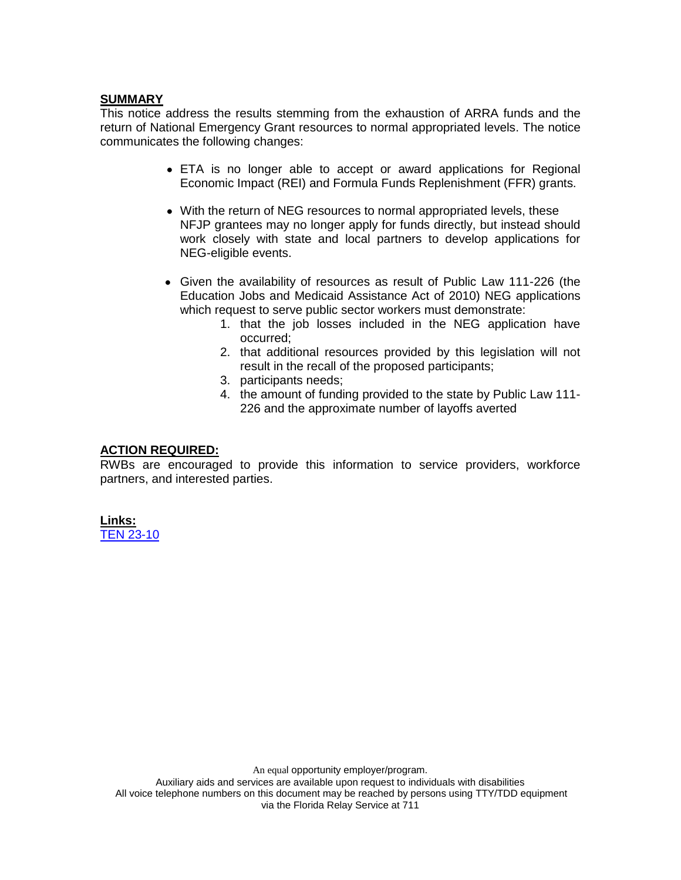**SUMMARY**

This notice address the results stemming from the exhaustion of ARRA funds and the return of National Emergency Grant resources to normal appropriated levels. The notice communicates the following changes:

- ETA is no longer able to accept or award applications for Regional Economic Impact (REI) and Formula Funds Replenishment (FFR) grants.
- With the return of NEG resources to normal appropriated levels, these NFJP grantees may no longer apply for funds directly, but instead should work closely with state and local partners to develop applications for NEG-eligible events.
- Given the availability of resources as result of Public Law 111-226 (the Education Jobs and Medicaid Assistance Act of 2010) NEG applications which request to serve public sector workers must demonstrate:
  1. that the job losses included in the NEG application have occurred;
  2. that additional resources provided by this legislation will not result in the recall of the proposed participants;
  3. participants needs;
  4. the amount of funding provided to the state by Public Law 111-226 and the approximate number of layoffs averted

**ACTION REQUIRED:**

RWBs are encouraged to provide this information to service providers, workforce partners, and interested parties.

**Links:**

[TEN 23-10]

An equal opportunity employer/program.
Auxiliary aids and services are available upon request to individuals with disabilities
All voice telephone numbers on this document may be reached by persons using TTY/TDD equipment via the Florida Relay Service at 711